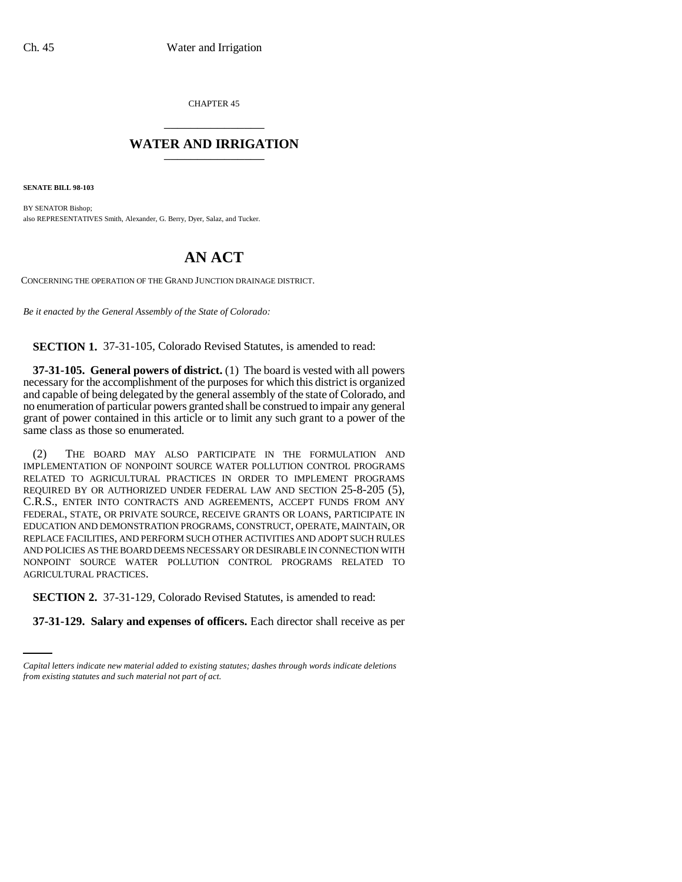CHAPTER 45

## WATER AND IRRIGATION

**SENATE BILL 98-103**

BY SENATOR Bishop;
also REPRESENTATIVES Smith, Alexander, G. Berry, Dyer, Salaz, and Tucker.

# AN ACT

CONCERNING THE OPERATION OF THE GRAND JUNCTION DRAINAGE DISTRICT.

*Be it enacted by the General Assembly of the State of Colorado:*

**SECTION 1.** 37-31-105, Colorado Revised Statutes, is amended to read:

**37-31-105. General powers of district.** (1) The board is vested with all powers necessary for the accomplishment of the purposes for which this district is organized and capable of being delegated by the general assembly of the state of Colorado, and no enumeration of particular powers granted shall be construed to impair any general grant of power contained in this article or to limit any such grant to a power of the same class as those so enumerated.

(2) THE BOARD MAY ALSO PARTICIPATE IN THE FORMULATION AND IMPLEMENTATION OF NONPOINT SOURCE WATER POLLUTION CONTROL PROGRAMS RELATED TO AGRICULTURAL PRACTICES IN ORDER TO IMPLEMENT PROGRAMS REQUIRED BY OR AUTHORIZED UNDER FEDERAL LAW AND SECTION 25-8-205 (5), C.R.S., ENTER INTO CONTRACTS AND AGREEMENTS, ACCEPT FUNDS FROM ANY FEDERAL, STATE, OR PRIVATE SOURCE, RECEIVE GRANTS OR LOANS, PARTICIPATE IN EDUCATION AND DEMONSTRATION PROGRAMS, CONSTRUCT, OPERATE, MAINTAIN, OR REPLACE FACILITIES, AND PERFORM SUCH OTHER ACTIVITIES AND ADOPT SUCH RULES AND POLICIES AS THE BOARD DEEMS NECESSARY OR DESIRABLE IN CONNECTION WITH NONPOINT SOURCE WATER POLLUTION CONTROL PROGRAMS RELATED TO AGRICULTURAL PRACTICES.

**SECTION 2.** 37-31-129, Colorado Revised Statutes, is amended to read:

**37-31-129. Salary and expenses of officers.** Each director shall receive as per

*Capital letters indicate new material added to existing statutes; dashes through words indicate deletions from existing statutes and such material not part of act.*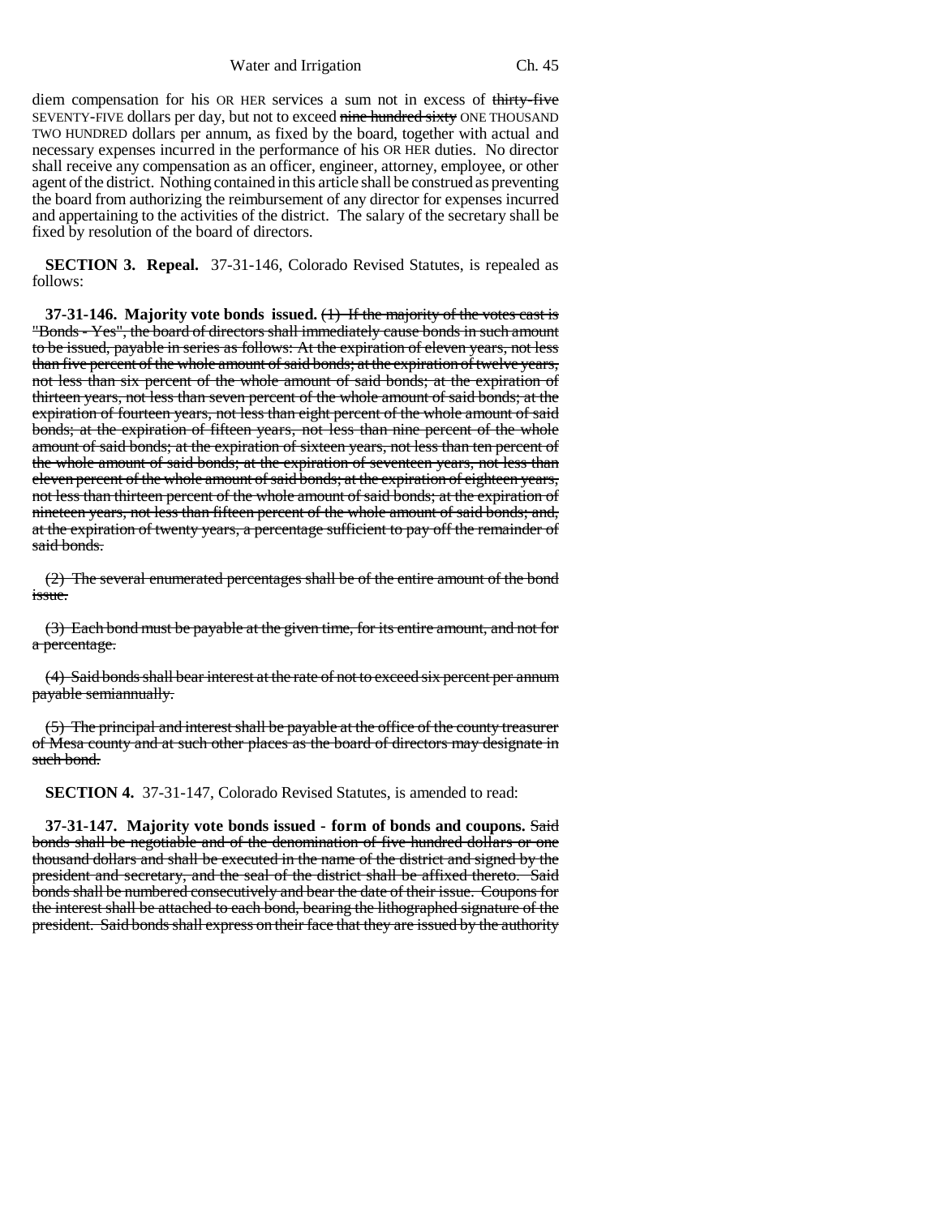diem compensation for his OR HER services a sum not in excess of ~~thirty-five~~ SEVENTY-FIVE dollars per day, but not to exceed ~~nine hundred sixty~~ ONE THOUSAND TWO HUNDRED dollars per annum, as fixed by the board, together with actual and necessary expenses incurred in the performance of his OR HER duties. No director shall receive any compensation as an officer, engineer, attorney, employee, or other agent of the district. Nothing contained in this article shall be construed as preventing the board from authorizing the reimbursement of any director for expenses incurred and appertaining to the activities of the district. The salary of the secretary shall be fixed by resolution of the board of directors.

**SECTION 3. Repeal.** 37-31-146, Colorado Revised Statutes, is repealed as follows:

**37-31-146. Majority vote bonds issued.** ~~(1) If the majority of the votes cast is "Bonds - Yes", the board of directors shall immediately cause bonds in such amount to be issued, payable in series as follows: At the expiration of eleven years, not less than five percent of the whole amount of said bonds; at the expiration of twelve years, not less than six percent of the whole amount of said bonds; at the expiration of thirteen years, not less than seven percent of the whole amount of said bonds; at the expiration of fourteen years, not less than eight percent of the whole amount of said bonds; at the expiration of fifteen years, not less than nine percent of the whole amount of said bonds; at the expiration of sixteen years, not less than ten percent of the whole amount of said bonds; at the expiration of seventeen years, not less than eleven percent of the whole amount of said bonds; at the expiration of eighteen years, not less than thirteen percent of the whole amount of said bonds; at the expiration of nineteen years, not less than fifteen percent of the whole amount of said bonds; and, at the expiration of twenty years, a percentage sufficient to pay off the remainder of said bonds.~~

~~(2) The several enumerated percentages shall be of the entire amount of the bond issue.~~

~~(3) Each bond must be payable at the given time, for its entire amount, and not for a percentage.~~

~~(4) Said bonds shall bear interest at the rate of not to exceed six percent per annum payable semiannually.~~

~~(5) The principal and interest shall be payable at the office of the county treasurer of Mesa county and at such other places as the board of directors may designate in such bond.~~

**SECTION 4.** 37-31-147, Colorado Revised Statutes, is amended to read:

**37-31-147. Majority vote bonds issued - form of bonds and coupons.** ~~Said bonds shall be negotiable and of the denomination of five hundred dollars or one thousand dollars and shall be executed in the name of the district and signed by the president and secretary, and the seal of the district shall be affixed thereto. Said bonds shall be numbered consecutively and bear the date of their issue. Coupons for the interest shall be attached to each bond, bearing the lithographed signature of the president. Said bonds shall express on their face that they are issued by the authority~~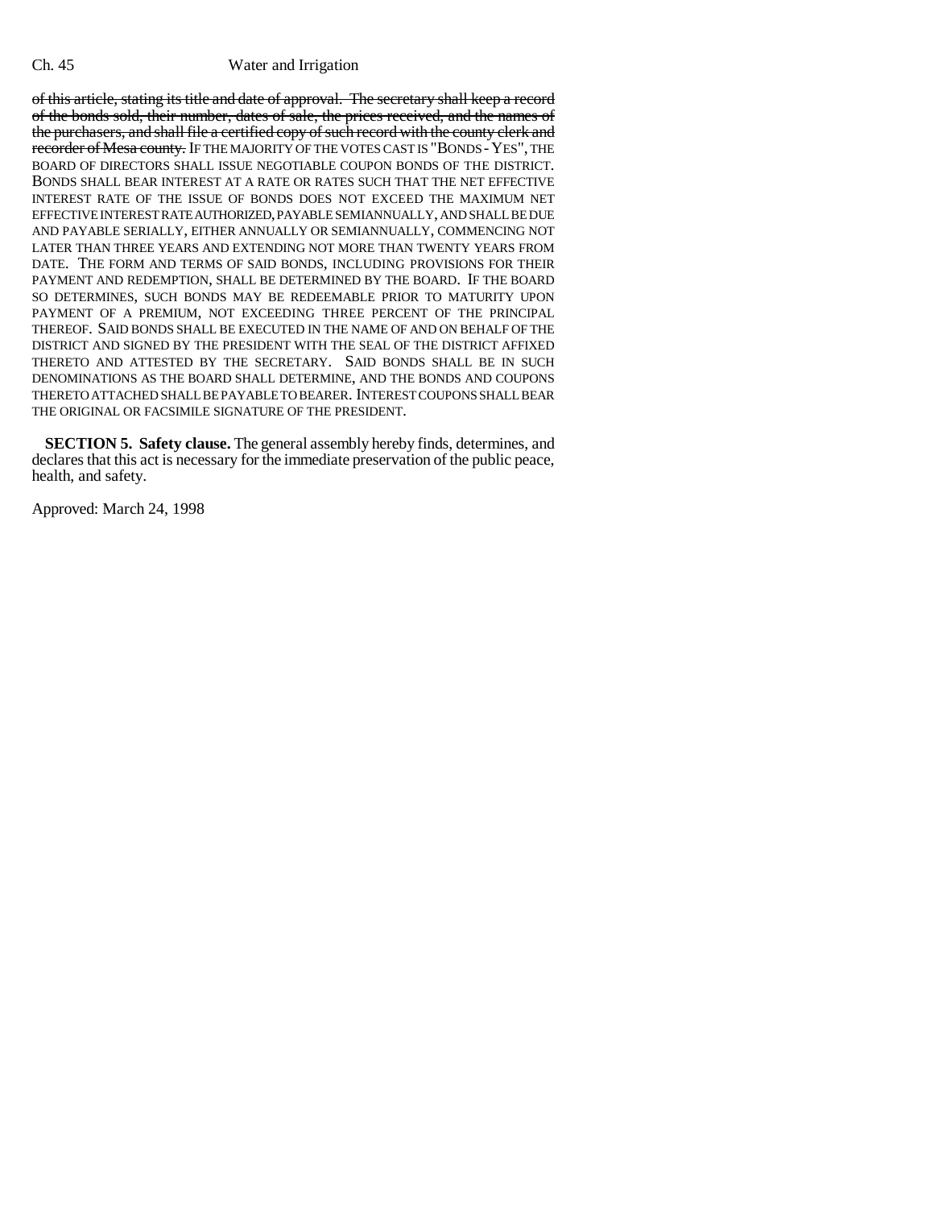of this article, stating its title and date of approval. The secretary shall keep a record of the bonds sold, their number, dates of sale, the prices received, and the names of the purchasers, and shall file a certified copy of such record with the county clerk and recorder of Mesa county. IF THE MAJORITY OF THE VOTES CAST IS "BONDS - YES", THE BOARD OF DIRECTORS SHALL ISSUE NEGOTIABLE COUPON BONDS OF THE DISTRICT. BONDS SHALL BEAR INTEREST AT A RATE OR RATES SUCH THAT THE NET EFFECTIVE INTEREST RATE OF THE ISSUE OF BONDS DOES NOT EXCEED THE MAXIMUM NET EFFECTIVE INTEREST RATE AUTHORIZED, PAYABLE SEMIANNUALLY, AND SHALL BE DUE AND PAYABLE SERIALLY, EITHER ANNUALLY OR SEMIANNUALLY, COMMENCING NOT LATER THAN THREE YEARS AND EXTENDING NOT MORE THAN TWENTY YEARS FROM DATE. THE FORM AND TERMS OF SAID BONDS, INCLUDING PROVISIONS FOR THEIR PAYMENT AND REDEMPTION, SHALL BE DETERMINED BY THE BOARD. IF THE BOARD SO DETERMINES, SUCH BONDS MAY BE REDEEMABLE PRIOR TO MATURITY UPON PAYMENT OF A PREMIUM, NOT EXCEEDING THREE PERCENT OF THE PRINCIPAL THEREOF. SAID BONDS SHALL BE EXECUTED IN THE NAME OF AND ON BEHALF OF THE DISTRICT AND SIGNED BY THE PRESIDENT WITH THE SEAL OF THE DISTRICT AFFIXED THERETO AND ATTESTED BY THE SECRETARY. SAID BONDS SHALL BE IN SUCH DENOMINATIONS AS THE BOARD SHALL DETERMINE, AND THE BONDS AND COUPONS THERETO ATTACHED SHALL BE PAYABLE TO BEARER. INTEREST COUPONS SHALL BEAR THE ORIGINAL OR FACSIMILE SIGNATURE OF THE PRESIDENT.

**SECTION 5. Safety clause.** The general assembly hereby finds, determines, and declares that this act is necessary for the immediate preservation of the public peace, health, and safety.

Approved: March 24, 1998